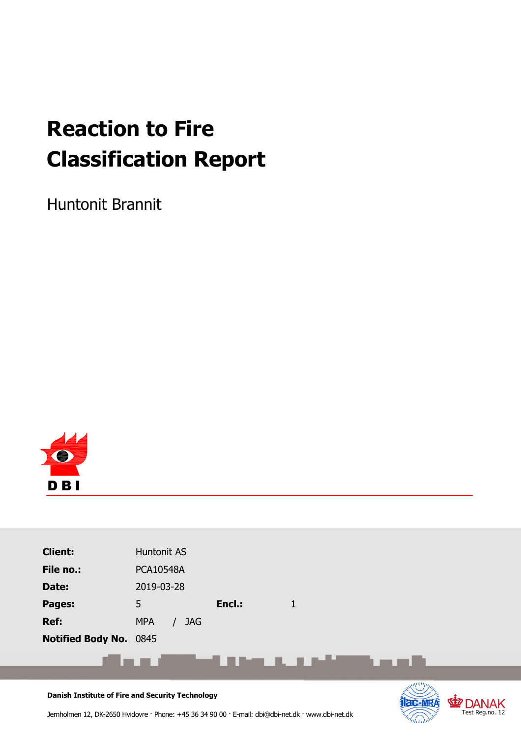# Reaction to Fire Classification Report

Huntonit Brannit

DBI

| | | | |
|---|---|---|---|
| **Client:** | Huntonit AS | | |
| **File no.:** | PCA10548A | | |
| **Date:** | 2019-03-28 | | |
| **Pages:** | 5 | **Encl.:** | 1 |
| **Ref:** | MPA / JAG | | |
| **Notified Body No.** | 0845 | | |

**Danish Institute of Fire and Security Technology**

Jernholmen 12, DK-2650 Hvidovre · Phone: +45 36 34 90 00 · E-mail: dbi@dbi-net.dk · www.dbi-net.dk

DANAK Test Reg.no. 12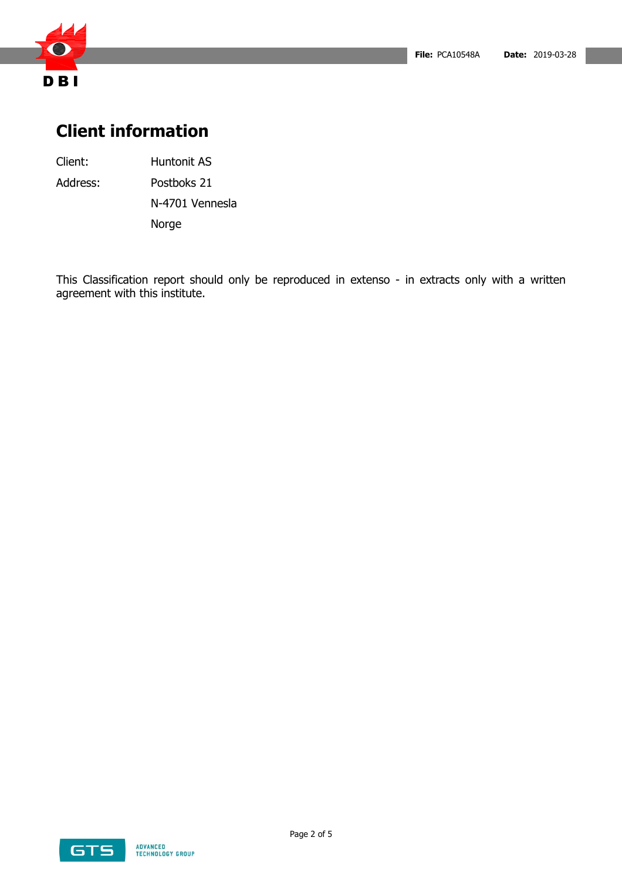# Client information

| | |
|---|---|
| Client: | Huntonit AS |
| Address: | Postboks 21 |
| | N-4701 Vennesla |
| | Norge |

This Classification report should only be reproduced in extenso - in extracts only with a written agreement with this institute.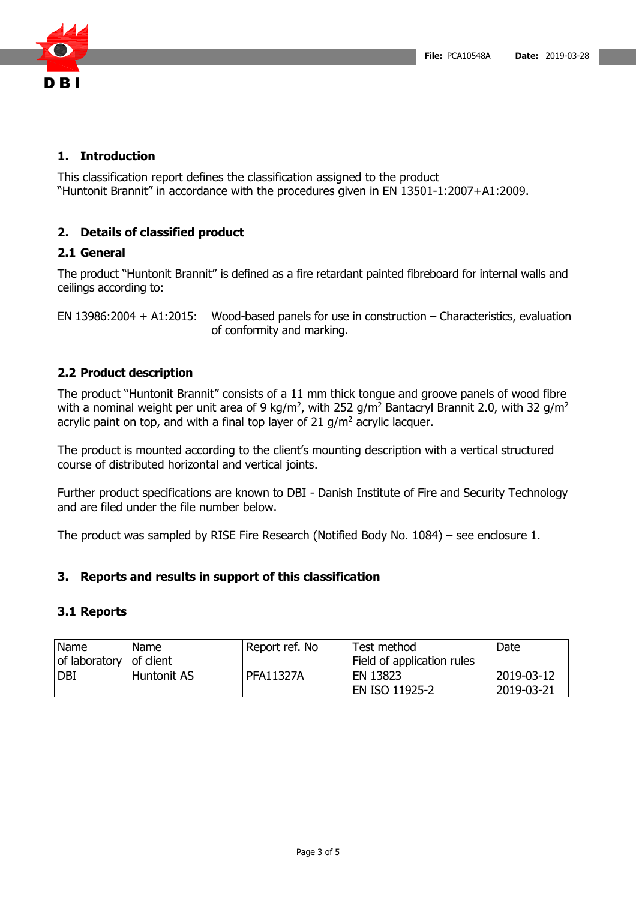## 1. Introduction

This classification report defines the classification assigned to the product "Huntonit Brannit" in accordance with the procedures given in EN 13501-1:2007+A1:2009.

## 2. Details of classified product

### 2.1 General

The product "Huntonit Brannit" is defined as a fire retardant painted fibreboard for internal walls and ceilings according to:

EN 13986:2004 + A1:2015: Wood-based panels for use in construction – Characteristics, evaluation of conformity and marking.

### 2.2 Product description

The product "Huntonit Brannit" consists of a 11 mm thick tongue and groove panels of wood fibre with a nominal weight per unit area of 9 kg/m$^2$, with 252 g/m$^2$ Bantacryl Brannit 2.0, with 32 g/m$^2$ acrylic paint on top, and with a final top layer of 21 g/m$^2$ acrylic lacquer.

The product is mounted according to the client's mounting description with a vertical structured course of distributed horizontal and vertical joints.

Further product specifications are known to DBI - Danish Institute of Fire and Security Technology and are filed under the file number below.

The product was sampled by RISE Fire Research (Notified Body No. 1084) – see enclosure 1.

## 3. Reports and results in support of this classification

### 3.1 Reports

| Name of laboratory | Name of client | Report ref. No | Test method Field of application rules | Date |
|---|---|---|---|---|
| DBI | Huntonit AS | PFA11327A | EN 13823<br>EN ISO 11925-2 | 2019-03-12<br>2019-03-21 |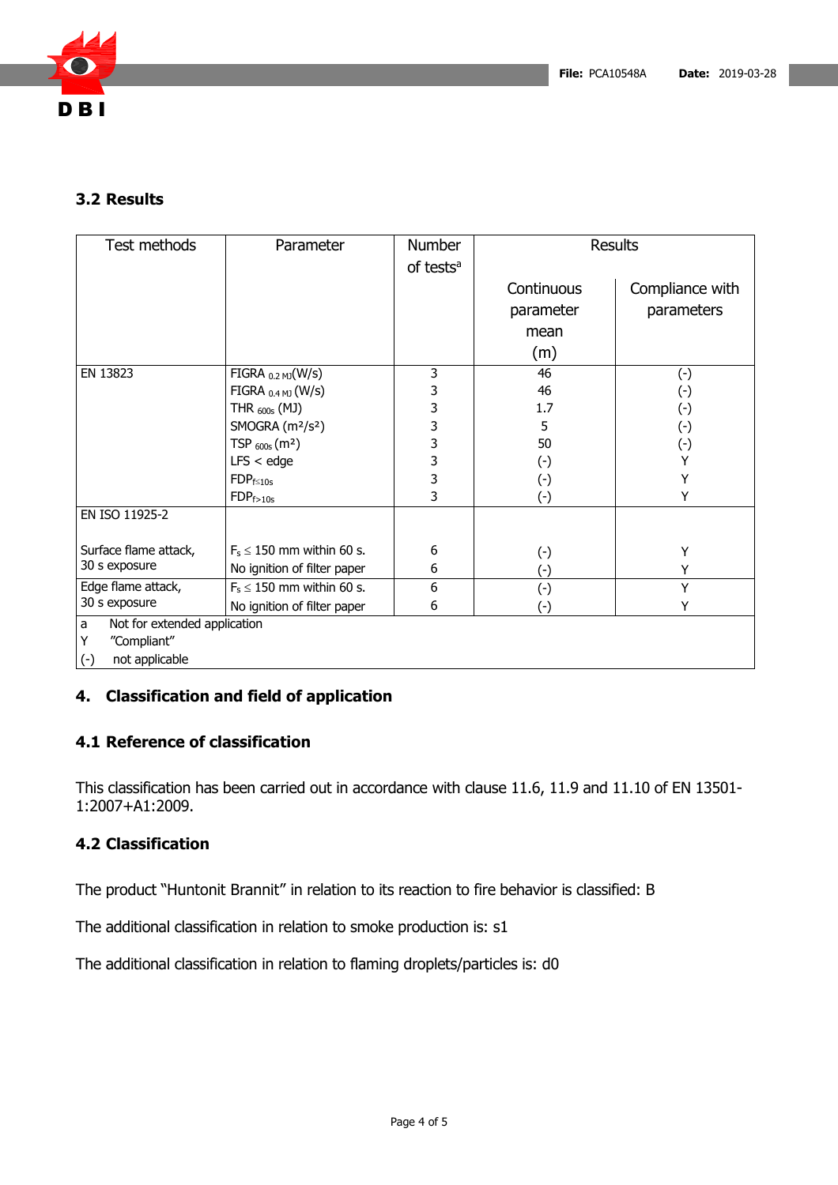## 3.2 Results

| Test methods | Parameter | Number of tests[a] | Results | |
|---|---|---|---|---|
| | | | Continuous parameter mean (m) | Compliance with parameters |
| EN 13823 | FIGRA $_{0.2\ MJ}$(W/s) | 3 | 46 | (-) |
| | FIGRA $_{0.4\ MJ}$ (W/s) | 3 | 46 | (-) |
| | THR $_{600s}$ (MJ) | 3 | 1.7 | (-) |
| | SMOGRA ($m^2/s^2$) | 3 | 5 | (-) |
| | TSP $_{600s}$ ($m^2$) | 3 | 50 | (-) |
| | LFS < edge | 3 | (-) | Y |
| | $FDP_{f\leq 10s}$ | 3 | (-) | Y |
| | $FDP_{f>10s}$ | 3 | (-) | Y |
| EN ISO 11925-2 | | | | |
| Surface flame attack, 30 s exposure | $F_s \leq 150$ mm within 60 s. | 6 | (-) | Y |
| | No ignition of filter paper | 6 | (-) | Y |
| Edge flame attack, 30 s exposure | $F_s \leq 150$ mm within 60 s. | 6 | (-) | Y |
| | No ignition of filter paper | 6 | (-) | Y |

a Not for extended application
Y "Compliant"
(-) not applicable

## 4. Classification and field of application

### 4.1 Reference of classification

This classification has been carried out in accordance with clause 11.6, 11.9 and 11.10 of EN 13501-1:2007+A1:2009.

### 4.2 Classification

The product "Huntonit Brannit" in relation to its reaction to fire behavior is classified: B

The additional classification in relation to smoke production is: s1

The additional classification in relation to flaming droplets/particles is: d0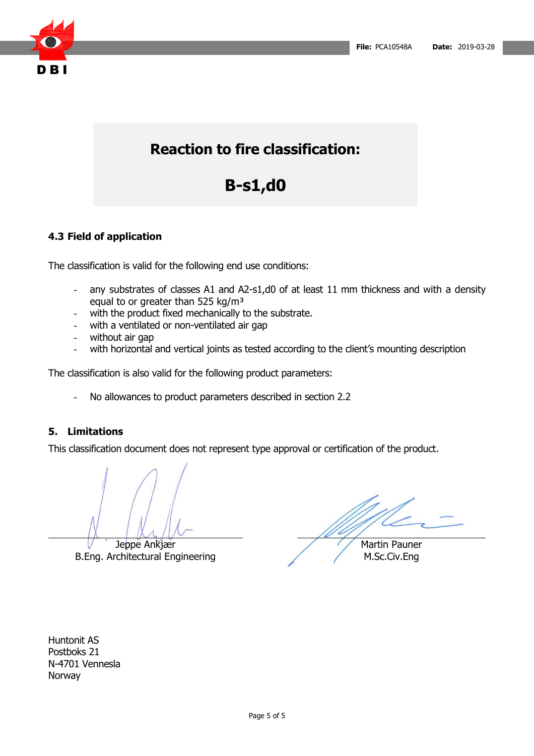**Reaction to fire classification:**

**B-s1,d0**

### 4.3 Field of application

The classification is valid for the following end use conditions:

- any substrates of classes A1 and A2-s1,d0 of at least 11 mm thickness and with a density equal to or greater than 525 kg/m³
- with the product fixed mechanically to the substrate.
- with a ventilated or non-ventilated air gap
- without air gap
- with horizontal and vertical joints as tested according to the client's mounting description

The classification is also valid for the following product parameters:

- No allowances to product parameters described in section 2.2

## 5. Limitations

This classification document does not represent type approval or certification of the product.

Jeppe Ankjær
B.Eng. Architectural Engineering

Martin Pauner
M.Sc.Civ.Eng

Huntonit AS
Postboks 21
N-4701 Vennesla
Norway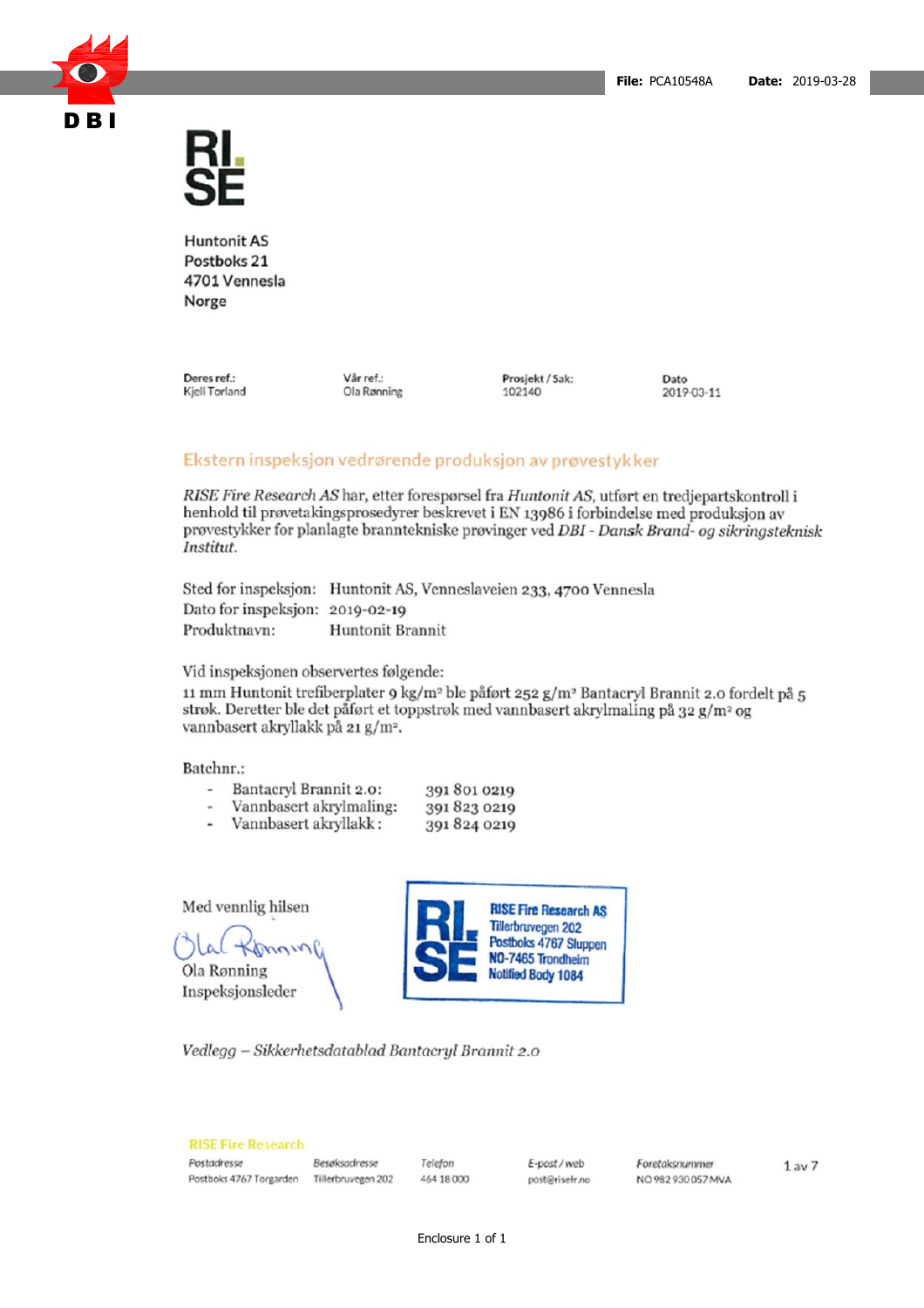**File:** PCA10548A **Date:** 2019-03-28

Huntonit AS
Postboks 21
4701 Vennesla
Norge

| Deres ref.: | Vår ref.: | Prosjekt / Sak: | Dato |
|---|---|---|---|
| Kjell Torland | Ola Rønning | 102140 | 2019-03-11 |

## Ekstern inspeksjon vedrørende produksjon av prøvestykker

*RISE Fire Research AS* har, etter forespørsel fra *Huntonit AS*, utført en tredjepartskontroll i henhold til prøvetakingsprosedyrer beskrevet i EN 13986 i forbindelse med produksjon av prøvestykker for planlagte branntekniske prøvinger ved *DBI - Dansk Brand- og sikringsteknisk Institut*.

Sted for inspeksjon: Huntonit AS, Venneslaveien 233, 4700 Vennesla
Dato for inspeksjon: 2019-02-19
Produktnavn: Huntonit Brannit

Vid inspeksjonen observertes følgende:
11 mm Huntonit trefiberplater 9 kg/m² ble påført 252 g/m² Bantacryl Brannit 2.0 fordelt på 5 strøk. Deretter ble det påført et toppstrøk med vannbasert akrylmaling på 32 g/m² og vannbasert akryllakk på 21 g/m².

Batchnr.:

- Bantacryl Brannit 2.0: 391 801 0219
- Vannbasert akrylmaling: 391 823 0219
- Vannbasert akryllakk : 391 824 0219

Med vennlig hilsen

Ola Rønning
Inspeksjonsleder

RISE Fire Research AS
Tillerbruvegen 202
Postboks 4767 Sluppen
NO-7465 Trondheim
Notified Body 1084

*Vedlegg – Sikkerhetsdatablad Bantacryl Brannit 2.0*

RISE Fire Research

| Postadresse | Besøksadresse | Telefon | E-post / web | Foretaksnummer |
|---|---|---|---|---|
| Postboks 4767 Torgarden | Tillerbruvegen 202 | 464 18 000 | post@risefr.no | NO 982 930 057 MVA |

Enclosure 1 of 1